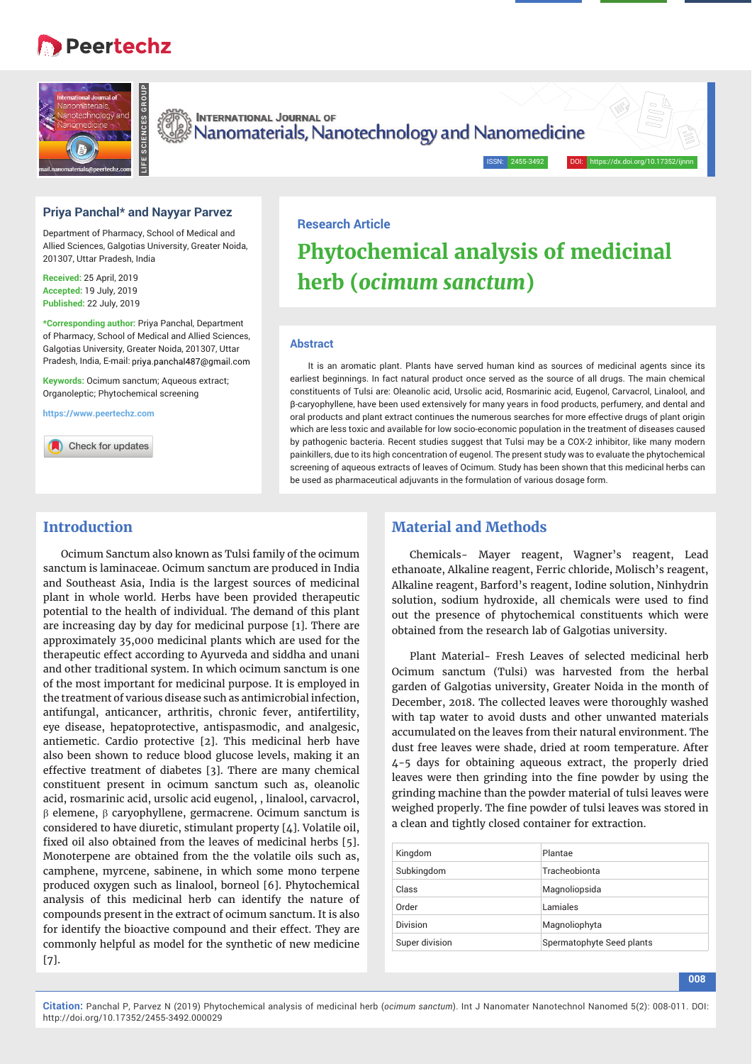# Peertechz

**International Journal of Nanomaterials, Nanotechnology and Nanomedicine**

ISSN: 2455-3492 DOI: https://dx.doi.org/10.17352/ijnnn

**Priya Panchal* and Nayyar Parvez**

Department of Pharmacy, School of Medical and Allied Sciences, Galgotias University, Greater Noida, 201307, Uttar Pradesh, India

**Received:** 25 April, 2019
**Accepted:** 19 July, 2019
**Published:** 22 July, 2019

***Corresponding author:** Priya Panchal, Department of Pharmacy, School of Medical and Allied Sciences, Galgotias University, Greater Noida, 201307, Uttar Pradesh, India, E-mail: priya.panchal487@gmail.com

**Keywords:** Ocimum sanctum; Aqueous extract; Organoleptic; Phytochemical screening

https://www.peertechz.com

Research Article

# Phytochemical analysis of medicinal herb (*ocimum sanctum*)

## Abstract

It is an aromatic plant. Plants have served human kind as sources of medicinal agents since its earliest beginnings. In fact natural product once served as the source of all drugs. The main chemical constituents of Tulsi are: Oleanolic acid, Ursolic acid, Rosmarinic acid, Eugenol, Carvacrol, Linalool, and β-caryophyllene, have been used extensively for many years in food products, perfumery, and dental and oral products and plant extract continues the numerous searches for more effective drugs of plant origin which are less toxic and available for low socio-economic population in the treatment of diseases caused by pathogenic bacteria. Recent studies suggest that Tulsi may be a COX-2 inhibitor, like many modern painkillers, due to its high concentration of eugenol. The present study was to evaluate the phytochemical screening of aqueous extracts of leaves of Ocimum. Study has been shown that this medicinal herbs can be used as pharmaceutical adjuvants in the formulation of various dosage form.

## Introduction

Ocimum Sanctum also known as Tulsi family of the ocimum sanctum is laminaceae. Ocimum sanctum are produced in India and Southeast Asia, India is the largest sources of medicinal plant in whole world. Herbs have been provided therapeutic potential to the health of individual. The demand of this plant are increasing day by day for medicinal purpose [1]. There are approximately 35,000 medicinal plants which are used for the therapeutic effect according to Ayurveda and siddha and unani and other traditional system. In which ocimum sanctum is one of the most important for medicinal purpose. It is employed in the treatment of various disease such as antimicrobial infection, antifungal, anticancer, arthritis, chronic fever, antifertility, eye disease, hepatoprotective, antispasmodic, and analgesic, antiemetic. Cardio protective [2]. This medicinal herb have also been shown to reduce blood glucose levels, making it an effective treatment of diabetes [3]. There are many chemical constituent present in ocimum sanctum such as, oleanolic acid, rosmarinic acid, ursolic acid eugenol, , linalool, carvacrol, β elemene, β caryophyllene, germacrene. Ocimum sanctum is considered to have diuretic, stimulant property [4]. Volatile oil, fixed oil also obtained from the leaves of medicinal herbs [5]. Monoterpene are obtained from the the volatile oils such as, camphene, myrcene, sabinene, in which some mono terpene produced oxygen such as linalool, borneol [6]. Phytochemical analysis of this medicinal herb can identify the nature of compounds present in the extract of ocimum sanctum. It is also for identify the bioactive compound and their effect. They are commonly helpful as model for the synthetic of new medicine [7].

## Material and Methods

Chemicals- Mayer reagent, Wagner's reagent, Lead ethanoate, Alkaline reagent, Ferric chloride, Molisch's reagent, Alkaline reagent, Barford's reagent, Iodine solution, Ninhydrin solution, sodium hydroxide, all chemicals were used to find out the presence of phytochemical constituents which were obtained from the research lab of Galgotias university.

Plant Material- Fresh Leaves of selected medicinal herb Ocimum sanctum (Tulsi) was harvested from the herbal garden of Galgotias university, Greater Noida in the month of December, 2018. The collected leaves were thoroughly washed with tap water to avoid dusts and other unwanted materials accumulated on the leaves from their natural environment. The dust free leaves were shade, dried at room temperature. After 4-5 days for obtaining aqueous extract, the properly dried leaves were then grinding into the fine powder by using the grinding machine than the powder material of tulsi leaves were weighed properly. The fine powder of tulsi leaves was stored in a clean and tightly closed container for extraction.

| Kingdom | Plantae |
|---|---|
| Subkingdom | Tracheobionta |
| Class | Magnoliopsida |
| Order | Lamiales |
| Division | Magnoliophyta |
| Super division | Spermatophyte Seed plants |

**Citation:** Panchal P, Parvez N (2019) Phytochemical analysis of medicinal herb (*ocimum sanctum*). Int J Nanomater Nanotechnol Nanomed 5(2): 008-011. DOI: http://doi.org/10.17352/2455-3492.000029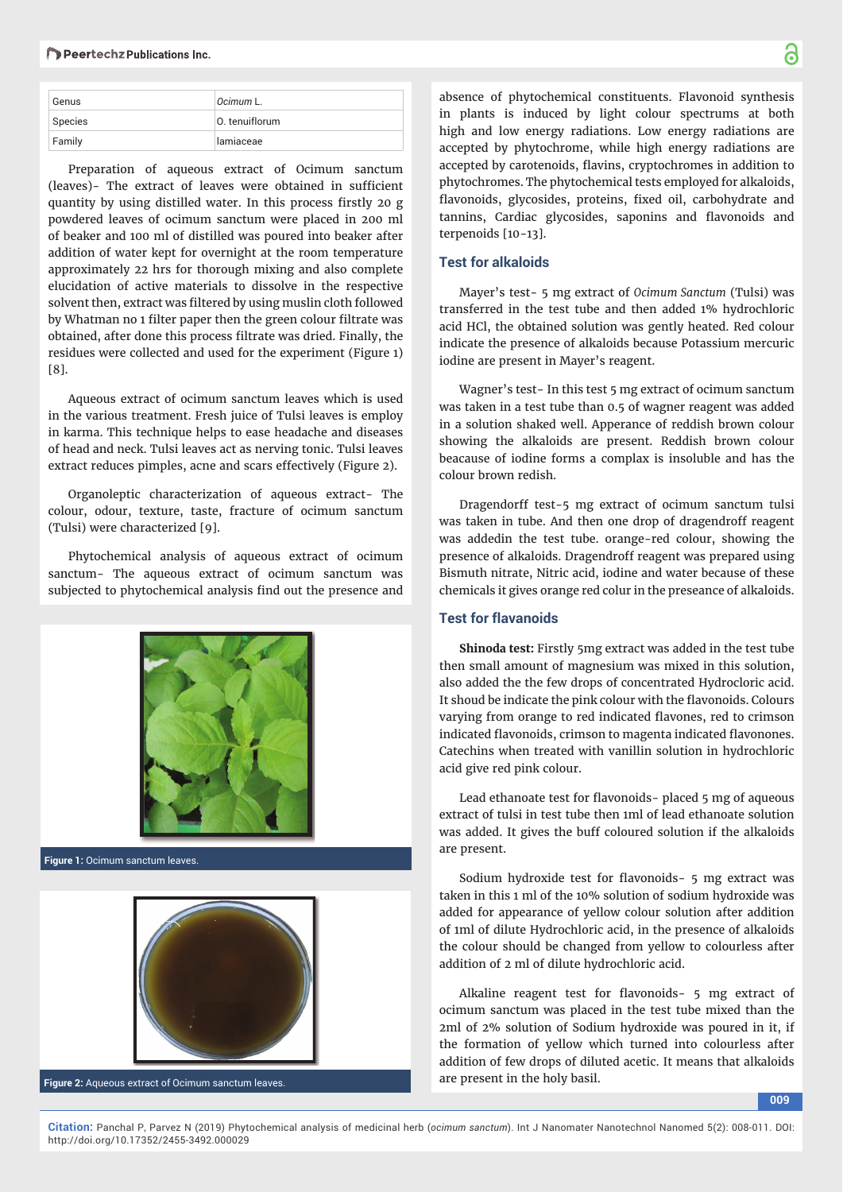| Genus | *Ocimum* L. |
|---|---|
| Species | O. tenuiflorum |
| Family | lamiaceae |

Preparation of aqueous extract of Ocimum sanctum (leaves)- The extract of leaves were obtained in sufficient quantity by using distilled water. In this process firstly 20 g powdered leaves of ocimum sanctum were placed in 200 ml of beaker and 100 ml of distilled was poured into beaker after addition of water kept for overnight at the room temperature approximately 22 hrs for thorough mixing and also complete elucidation of active materials to dissolve in the respective solvent then, extract was filtered by using muslin cloth followed by Whatman no 1 filter paper then the green colour filtrate was obtained, after done this process filtrate was dried. Finally, the residues were collected and used for the experiment (Figure 1) [8].

Aqueous extract of ocimum sanctum leaves which is used in the various treatment. Fresh juice of Tulsi leaves is employ in karma. This technique helps to ease headache and diseases of head and neck. Tulsi leaves act as nerving tonic. Tulsi leaves extract reduces pimples, acne and scars effectively (Figure 2).

Organoleptic characterization of aqueous extract- The colour, odour, texture, taste, fracture of ocimum sanctum (Tulsi) were characterized [9].

Phytochemical analysis of aqueous extract of ocimum sanctum- The aqueous extract of ocimum sanctum was subjected to phytochemical analysis find out the presence and absence of phytochemical constituents. Flavonoid synthesis in plants is induced by light colour spectrums at both high and low energy radiations. Low energy radiations are accepted by phytochrome, while high energy radiations are accepted by carotenoids, flavins, cryptochromes in addition to phytochromes. The phytochemical tests employed for alkaloids, flavonoids, glycosides, proteins, fixed oil, carbohydrate and tannins, Cardiac glycosides, saponins and flavonoids and terpenoids [10-13].

Figure 1: Ocimum sanctum leaves.

Figure 2: Aqueous extract of Ocimum sanctum leaves.

## Test for alkaloids

Mayer's test- 5 mg extract of *Ocimum Sanctum* (Tulsi) was transferred in the test tube and then added 1% hydrochloric acid HCl, the obtained solution was gently heated. Red colour indicate the presence of alkaloids because Potassium mercuric iodine are present in Mayer's reagent.

Wagner's test- In this test 5 mg extract of ocimum sanctum was taken in a test tube than 0.5 of wagner reagent was added in a solution shaked well. Apperance of reddish brown colour showing the alkaloids are present. Reddish brown colour beacause of iodine forms a complex is insoluble and has the colour brown redish.

Dragendorff test-5 mg extract of ocimum sanctum tulsi was taken in tube. And then one drop of dragendroff reagent was addedin the test tube. orange-red colour, showing the presence of alkaloids. Dragendroff reagent was prepared using Bismuth nitrate, Nitric acid, iodine and water because of these chemicals it gives orange red colur in the preseance of alkaloids.

## Test for flavanoids

**Shinoda test:** Firstly 5mg extract was added in the test tube then small amount of magnesium was mixed in this solution, also added the the few drops of concentrated Hydrocloric acid. It shoud be indicate the pink colour with the flavonoids. Colours varying from orange to red indicated flavones, red to crimson indicated flavonoids, crimson to magenta indicated flavonones. Catechins when treated with vanillin solution in hydrochloric acid give red pink colour.

Lead ethanoate test for flavonoids- placed 5 mg of aqueous extract of tulsi in test tube then 1ml of lead ethanoate solution was added. It gives the buff coloured solution if the alkaloids are present.

Sodium hydroxide test for flavonoids- 5 mg extract was taken in this 1 ml of the 10% solution of sodium hydroxide was added for appearance of yellow colour solution after addition of 1ml of dilute Hydrochloric acid, in the presence of alkaloids the colour should be changed from yellow to colourless after addition of 2 ml of dilute hydrochloric acid.

Alkaline reagent test for flavonoids- 5 mg extract of ocimum sanctum was placed in the test tube mixed than the 2ml of 2% solution of Sodium hydroxide was poured in it, if the formation of yellow which turned into colourless after addition of few drops of diluted acetic. It means that alkaloids are present in the holy basil.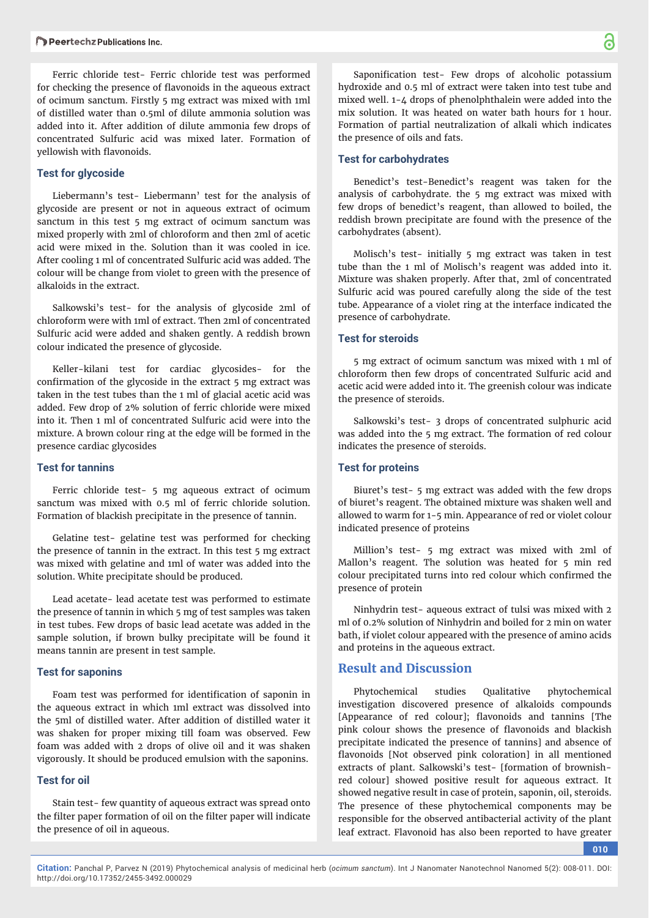Ferric chloride test- Ferric chloride test was performed for checking the presence of flavonoids in the aqueous extract of ocimum sanctum. Firstly 5 mg extract was mixed with 1ml of distilled water than 0.5ml of dilute ammonia solution was added into it. After addition of dilute ammonia few drops of concentrated Sulfuric acid was mixed later. Formation of yellowish with flavonoids.

### Test for glycoside

Liebermann's test- Liebermann' test for the analysis of glycoside are present or not in aqueous extract of ocimum sanctum in this test 5 mg extract of ocimum sanctum was mixed properly with 2ml of chloroform and then 2ml of acetic acid were mixed in the. Solution than it was cooled in ice. After cooling 1 ml of concentrated Sulfuric acid was added. The colour will be change from violet to green with the presence of alkaloids in the extract.

Salkowski's test- for the analysis of glycoside 2ml of chloroform were with 1ml of extract. Then 2ml of concentrated Sulfuric acid were added and shaken gently. A reddish brown colour indicated the presence of glycoside.

Keller-kilani test for cardiac glycosides- for the confirmation of the glycoside in the extract 5 mg extract was taken in the test tubes than the 1 ml of glacial acetic acid was added. Few drop of 2% solution of ferric chloride were mixed into it. Then 1 ml of concentrated Sulfuric acid were into the mixture. A brown colour ring at the edge will be formed in the presence cardiac glycosides

### Test for tannins

Ferric chloride test- 5 mg aqueous extract of ocimum sanctum was mixed with 0.5 ml of ferric chloride solution. Formation of blackish precipitate in the presence of tannin.

Gelatine test- gelatine test was performed for checking the presence of tannin in the extract. In this test 5 mg extract was mixed with gelatine and 1ml of water was added into the solution. White precipitate should be produced.

Lead acetate- lead acetate test was performed to estimate the presence of tannin in which 5 mg of test samples was taken in test tubes. Few drops of basic lead acetate was added in the sample solution, if brown bulky precipitate will be found it means tannin are present in test sample.

### Test for saponins

Foam test was performed for identification of saponin in the aqueous extract in which 1ml extract was dissolved into the 5ml of distilled water. After addition of distilled water it was shaken for proper mixing till foam was observed. Few foam was added with 2 drops of olive oil and it was shaken vigorously. It should be produced emulsion with the saponins.

### Test for oil

Stain test- few quantity of aqueous extract was spread onto the filter paper formation of oil on the filter paper will indicate the presence of oil in aqueous.

Saponification test- Few drops of alcoholic potassium hydroxide and 0.5 ml of extract were taken into test tube and mixed well. 1-4 drops of phenolphthalein were added into the mix solution. It was heated on water bath hours for 1 hour. Formation of partial neutralization of alkali which indicates the presence of oils and fats.

### Test for carbohydrates

Benedict's test-Benedict's reagent was taken for the analysis of carbohydrate. the 5 mg extract was mixed with few drops of benedict's reagent, than allowed to boiled, the reddish brown precipitate are found with the presence of the carbohydrates (absent).

Molisch's test- initially 5 mg extract was taken in test tube than the 1 ml of Molisch's reagent was added into it. Mixture was shaken properly. After that, 2ml of concentrated Sulfuric acid was poured carefully along the side of the test tube. Appearance of a violet ring at the interface indicated the presence of carbohydrate.

### Test for steroids

5 mg extract of ocimum sanctum was mixed with 1 ml of chloroform then few drops of concentrated Sulfuric acid and acetic acid were added into it. The greenish colour was indicate the presence of steroids.

Salkowski's test- 3 drops of concentrated sulphuric acid was added into the 5 mg extract. The formation of red colour indicates the presence of steroids.

### Test for proteins

Biuret's test- 5 mg extract was added with the few drops of biuret's reagent. The obtained mixture was shaken well and allowed to warm for 1-5 min. Appearance of red or violet colour indicated presence of proteins

Million's test- 5 mg extract was mixed with 2ml of Mallon's reagent. The solution was heated for 5 min red colour precipitated turns into red colour which confirmed the presence of protein

Ninhydrin test- aqueous extract of tulsi was mixed with 2 ml of 0.2% solution of Ninhydrin and boiled for 2 min on water bath, if violet colour appeared with the presence of amino acids and proteins in the aqueous extract.

## Result and Discussion

Phytochemical studies Qualitative phytochemical investigation discovered presence of alkaloids compounds [Appearance of red colour]; flavonoids and tannins [The pink colour shows the presence of flavonoids and blackish precipitate indicated the presence of tannins] and absence of flavonoids [Not observed pink coloration] in all mentioned extracts of plant. Salkowski's test- [formation of brownish-red colour] showed positive result for aqueous extract. It showed negative result in case of protein, saponin, oil, steroids. The presence of these phytochemical components may be responsible for the observed antibacterial activity of the plant leaf extract. Flavonoid has also been reported to have greater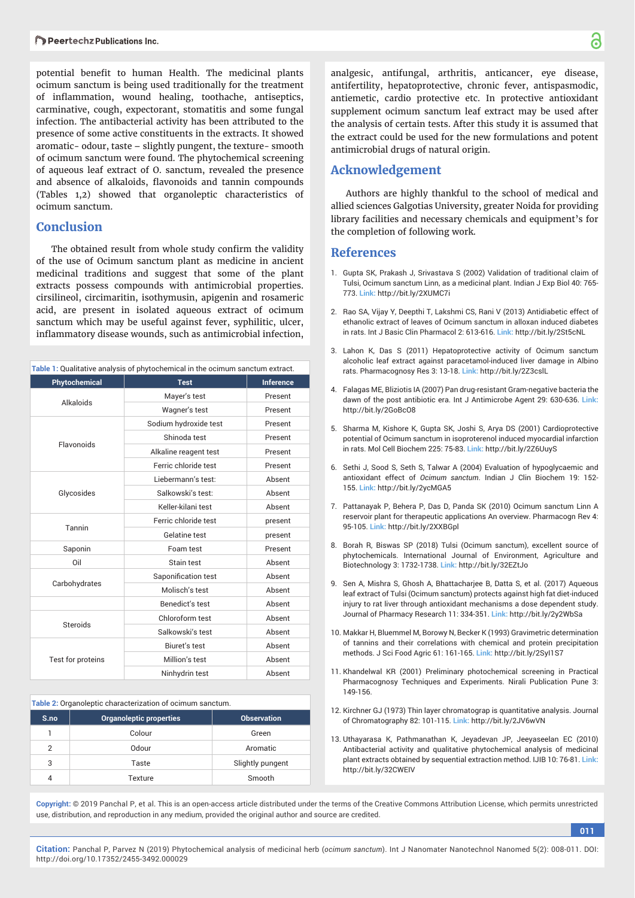potential benefit to human Health. The medicinal plants ocimum sanctum is being used traditionally for the treatment of inflammation, wound healing, toothache, antiseptics, carminative, cough, expectorant, stomatitis and some fungal infection. The antibacterial activity has been attributed to the presence of some active constituents in the extracts. It showed aromatic- odour, taste – slightly pungent, the texture- smooth of ocimum sanctum were found. The phytochemical screening of aqueous leaf extract of O. sanctum, revealed the presence and absence of alkaloids, flavonoids and tannin compounds (Tables 1,2) showed that organoleptic characteristics of ocimum sanctum.

## Conclusion

The obtained result from whole study confirm the validity of the use of Ocimum sanctum plant as medicine in ancient medicinal traditions and suggest that some of the plant extracts possess compounds with antimicrobial properties. cirsilineol, circimaritin, isothymusin, apigenin and rosameric acid, are present in isolated aqueous extract of ocimum sanctum which may be useful against fever, syphilitic, ulcer, inflammatory disease wounds, such as antimicrobial infection, analgesic, antifungal, arthritis, anticancer, eye disease, antifertility, hepatoprotective, chronic fever, antispasmodic, antiemetic, cardio protective etc. In protective antioxidant supplement ocimum sanctum leaf extract may be used after the analysis of certain tests. After this study it is assumed that the extract could be used for the new formulations and potent antimicrobial drugs of natural origin.

**Table 1:** Qualitative analysis of phytochemical in the ocimum sanctum extract.

| Phytochemical | Test | Inference |
|---|---|---|
| Alkaloids | Mayer's test | Present |
| | Wagner's test | Present |
| Flavonoids | Sodium hydroxide test | Present |
| | Shinoda test | Present |
| | Alkaline reagent test | Present |
| | Ferric chloride test | Present |
| Glycosides | Liebermann's test: | Absent |
| | Salkowski's test: | Absent |
| | Keller-kilani test | Absent |
| Tannin | Ferric chloride test | present |
| | Gelatine test | present |
| Saponin | Foam test | Present |
| Oil | Stain test | Absent |
| Carbohydrates | Saponification test | Absent |
| | Molisch's test | Absent |
| | Benedict's test | Absent |
| Steroids | Chloroform test | Absent |
| | Salkowski's test | Absent |
| Test for proteins | Biuret's test | Absent |
| | Million's test | Absent |
| | Ninhydrin test | Absent |

**Table 2:** Organoleptic characterization of ocimum sanctum.

| S.no | Organoleptic properties | Observation |
|---|---|---|
| 1 | Colour | Green |
| 2 | Odour | Aromatic |
| 3 | Taste | Slightly pungent |
| 4 | Texture | Smooth |

## Acknowledgement

Authors are highly thankful to the school of medical and allied sciences Galgotias University, greater Noida for providing library facilities and necessary chemicals and equipment's for the completion of following work.

## References

1. Gupta SK, Prakash J, Srivastava S (2002) Validation of traditional claim of Tulsi, Ocimum sanctum Linn, as a medicinal plant. Indian J Exp Biol 40: 765-773. Link: http://bit.ly/2XUMC7i
2. Rao SA, Vijay Y, Deepthi T, Lakshmi CS, Rani V (2013) Antidiabetic effect of ethanolic extract of leaves of Ocimum sanctum in alloxan induced diabetes in rats. Int J Basic Clin Pharmacol 2: 613-616. Link: http://bit.ly/2St5cNL
3. Lahon K, Das S (2011) Hepatoprotective activity of Ocimum sanctum alcoholic leaf extract against paracetamol-induced liver damage in Albino rats. Pharmacognosy Res 3: 13-18. Link: http://bit.ly/2Z3csIL
4. Falagas ME, Bliziotis IA (2007) Pan drug-resistant Gram-negative bacteria the dawn of the post antibiotic era. Int J Antimicrobe Agent 29: 630-636. Link: http://bit.ly/2GoBcO8
5. Sharma M, Kishore K, Gupta SK, Joshi S, Arya DS (2001) Cardioprotective potential of Ocimum sanctum in isoproterenol induced myocardial infarction in rats. Mol Cell Biochem 225: 75-83. Link: http://bit.ly/2Z6UuyS
6. Sethi J, Sood S, Seth S, Talwar A (2004) Evaluation of hypoglycaemic and antioxidant effect of *Ocimum sanctum*. Indian J Clin Biochem 19: 152-155. Link: http://bit.ly/2ycMGA5
7. Pattanayak P, Behera P, Das D, Panda SK (2010) Ocimum sanctum Linn A reservoir plant for therapeutic applications An overview. Pharmacogn Rev 4: 95-105. Link: http://bit.ly/2XXBGpl
8. Borah R, Biswas SP (2018) Tulsi (Ocimum sanctum), excellent source of phytochemicals. International Journal of Environment, Agriculture and Biotechnology 3: 1732-1738. Link: http://bit.ly/32EZtJo
9. Sen A, Mishra S, Ghosh A, Bhattacharjee B, Datta S, et al. (2017) Aqueous leaf extract of Tulsi (Ocimum sanctum) protects against high fat diet-induced injury to rat liver through antioxidant mechanisms a dose dependent study. Journal of Pharmacy Research 11: 334-351. Link: http://bit.ly/2y2WbSa
10. Makkar H, Bluemmel M, Borowy N, Becker K (1993) Gravimetric determination of tannins and their correlations with chemical and protein precipitation methods. J Sci Food Agric 61: 161-165. Link: http://bit.ly/2SyI1S7
11. Khandelwal KR (2001) Preliminary photochemical screening in Practical Pharmacognosy Techniques and Experiments. Nirali Publication Pune 3: 149-156.
12. Kirchner GJ (1973) Thin layer chromatograp is quantitative analysis. Journal of Chromatography 82: 101-115. Link: http://bit.ly/2JV6wVN
13. Uthayarasa K, Pathmanathan K, Jeyadevan JP, Jeeyaseelan EC (2010) Antibacterial activity and qualitative phytochemical analysis of medicinal plant extracts obtained by sequential extraction method. IJIB 10: 76-81. Link: http://bit.ly/32CWEIV

**Copyright:** © 2019 Panchal P, et al. This is an open-access article distributed under the terms of the Creative Commons Attribution License, which permits unrestricted use, distribution, and reproduction in any medium, provided the original author and source are credited.